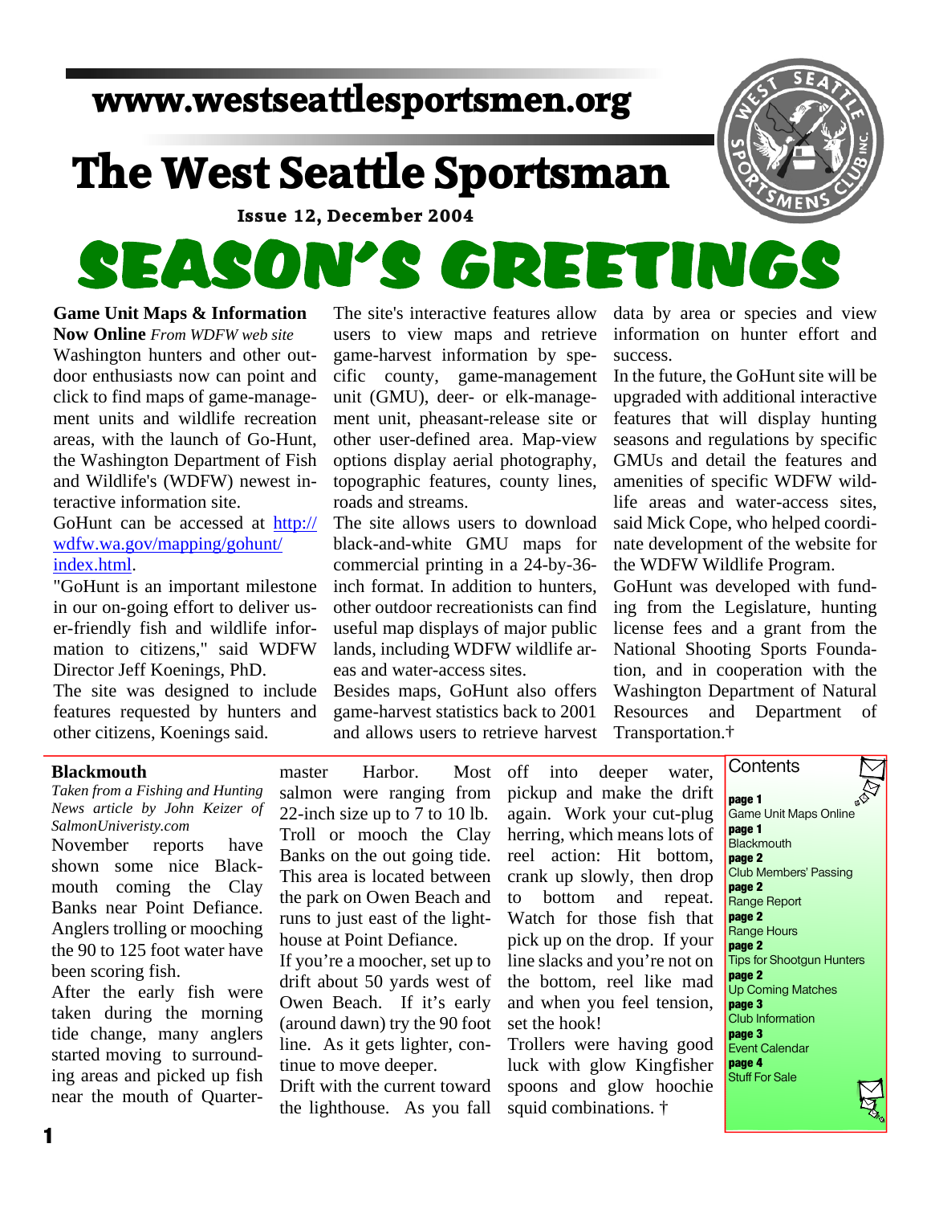www.westseattlesportsmen.org

# The West Seattle Sportsman

**Issue 12, December 2004**

# SEASON'S GREETINGS

## Game Unit Maps & Information Now Online

*From WDFW web site*

Washington hunters and other outdoor enthusiasts now can point and click to find maps of game-management units and wildlife recreation areas, with the launch of Go-Hunt, the Washington Department of Fish and Wildlife's (WDFW) newest interactive information site.

GoHunt can be accessed at [http://wdfw.wa.gov/mapping/gohunt/index.html](http://wdfw.wa.gov/mapping/gohunt/index.html).

"GoHunt is an important milestone in our on-going effort to deliver user-friendly fish and wildlife information to citizens," said WDFW Director Jeff Koenings, PhD.

The site was designed to include features requested by hunters and other citizens, Koenings said.

The site's interactive features allow users to view maps and retrieve game-harvest information by specific county, game-management unit (GMU), deer- or elk-management unit, pheasant-release site or other user-defined area. Map-view options display aerial photography, topographic features, county lines, roads and streams.

The site allows users to download black-and-white GMU maps for commercial printing in a 24-by-36-inch format. In addition to hunters, other outdoor recreationists can find useful map displays of major public lands, including WDFW wildlife areas and water-access sites.

Besides maps, GoHunt also offers game-harvest statistics back to 2001 and allows users to retrieve harvest data by area or species and view information on hunter effort and success.

In the future, the GoHunt site will be upgraded with additional interactive features that will display hunting seasons and regulations by specific GMUs and detail the features and amenities of specific WDFW wildlife areas and water-access sites, said Mick Cope, who helped coordinate development of the website for the WDFW Wildlife Program.

GoHunt was developed with funding from the Legislature, hunting license fees and a grant from the National Shooting Sports Foundation, and in cooperation with the Washington Department of Natural Resources and Department of Transportation.†

## Blackmouth

*Taken from a Fishing and Hunting News article by John Keizer of SalmonUniveristy.com*

November reports have shown some nice Blackmouth coming the Clay Banks near Point Defiance. Anglers trolling or mooching the 90 to 125 foot water have been scoring fish.

After the early fish were taken during the morning tide change, many anglers started moving to surrounding areas and picked up fish near the mouth of Quartermaster Harbor. Most salmon were ranging from 22-inch size up to 7 to 10 lb. Troll or mooch the Clay Banks on the out going tide. This area is located between the park on Owen Beach and runs to just east of the lighthouse at Point Defiance.

If you're a moocher, set up to drift about 50 yards west of Owen Beach. If it's early (around dawn) try the 90 foot line. As it gets lighter, continue to move deeper.

Drift with the current toward the lighthouse. As you fall off into deeper water, pickup and make the drift again. Work your cut-plug herring, which means lots of reel action: Hit bottom, crank up slowly, then drop to bottom and repeat. Watch for those fish that pick up on the drop. If your line slacks and you're not on the bottom, reel like mad and when you feel tension, set the hook!

Trollers were having good luck with glow Kingfisher spoons and glow hoochie squid combinations. †

## Contents

**page 1**
Game Unit Maps Online

**page 1**
Blackmouth

**page 2**
Club Members' Passing

**page 2**
Range Report

**page 2**
Range Hours

**page 2**
Tips for Shootgun Hunters

**page 2**
Up Coming Matches

**page 3**
Club Information

**page 3**
Event Calendar

**page 4**
Stuff For Sale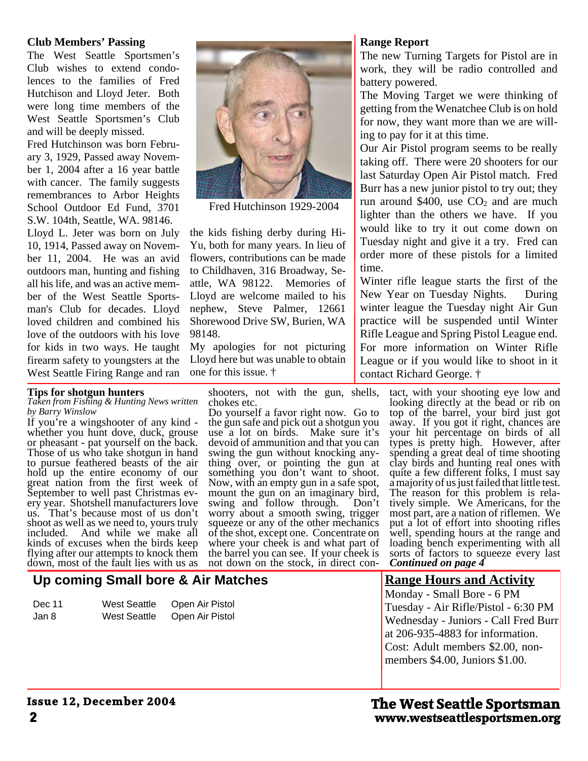## Club Members' Passing

The West Seattle Sportsmen's Club wishes to extend condolences to the families of Fred Hutchison and Lloyd Jeter. Both were long time members of the West Seattle Sportsmen's Club and will be deeply missed.

Fred Hutchinson was born February 3, 1929, Passed away November 1, 2004 after a 16 year battle with cancer. The family suggests remembrances to Arbor Heights School Outdoor Ed Fund, 3701 S.W. 104th, Seattle, WA. 98146.

Fred Hutchinson 1929-2004

Lloyd L. Jeter was born on July 10, 1914, Passed away on November 11, 2004. He was an avid outdoors man, hunting and fishing all his life, and was an active member of the West Seattle Sportsman's Club for decades. Lloyd loved children and combined his love of the outdoors with his love for kids in two ways. He taught firearm safety to youngsters at the West Seattle Firing Range and ran the kids fishing derby during Hi-Yu, both for many years. In lieu of flowers, contributions can be made to Childhaven, 316 Broadway, Seattle, WA 98122. Memories of Lloyd are welcome mailed to his nephew, Steve Palmer, 12661 Shorewood Drive SW, Burien, WA 98148.

My apologies for not picturing Lloyd here but was unable to obtain one for this issue. †

## Range Report

The new Turning Targets for Pistol are in work, they will be radio controlled and battery powered.

The Moving Target we were thinking of getting from the Wenatchee Club is on hold for now, they want more than we are willing to pay for it at this time.

Our Air Pistol program seems to be really taking off. There were 20 shooters for our last Saturday Open Air Pistol match. Fred Burr has a new junior pistol to try out; they run around $400, use $CO_2$ and are much lighter than the others we have. If you would like to try it out come down on Tuesday night and give it a try. Fred can order more of these pistols for a limited time.

Winter rifle league starts the first of the New Year on Tuesday Nights. During winter league the Tuesday night Air Gun practice will be suspended until Winter Rifle League and Spring Pistol League end. For more information on Winter Rifle League or if you would like to shoot in it contact Richard George. †

## Tips for shotgun hunters

*Taken from Fishing & Hunting News written by Barry Winslow*

If you're a wingshooter of any kind - whether you hunt dove, duck, grouse or pheasant - pat yourself on the back. Those of us who take shotgun in hand to pursue feathered beasts of the air hold up the entire economy of our great nation from the first week of September to well past Christmas every year. Shotshell manufacturers love us. That's because most of us don't shoot as well as we need to, yours truly included. And while we make all kinds of excuses when the birds keep flying after our attempts to knock them down, most of the fault lies with us as shooters, not with the gun, shells, chokes etc.

Do yourself a favor right now. Go to the gun safe and pick out a shotgun you use a lot on birds. Make sure it's devoid of ammunition and that you can swing the gun without knocking anything over, or pointing the gun at something you don't want to shoot. Now, with an empty gun in a safe spot, mount the gun on an imaginary bird, swing and follow through. Don't worry about a smooth swing, trigger squeeze or any of the other mechanics of the shot, except one. Concentrate on where your cheek is and what part of the barrel you can see. If your cheek is not down on the stock, in direct contact, with your shooting eye low and looking directly at the bead or rib on top of the barrel, your bird just got away. If you got it right, chances are your hit percentage on birds of all types is pretty high. However, after spending a great deal of time shooting clay birds and hunting real ones with quite a few different folks, I must say a majority of us just failed that little test.

The reason for this problem is relatively simple. We Americans, for the most part, are a nation of riflemen. We put a lot of effort into shooting rifles well, spending hours at the range and loading bench experimenting with all sorts of factors to squeeze every last

***Continued on page 4***

## Up coming Small bore & Air Matches

| | | |
|---|---|---|
| Dec 11 | West Seattle | Open Air Pistol |
| Jan 8 | West Seattle | Open Air Pistol |

## Range Hours and Activity

Monday - Small Bore - 6 PM
Tuesday - Air Rifle/Pistol - 6:30 PM
Wednesday - Juniors - Call Fred Burr at 206-935-4883 for information.
Cost: Adult members $2.00, non-members $4.00, Juniors $1.00.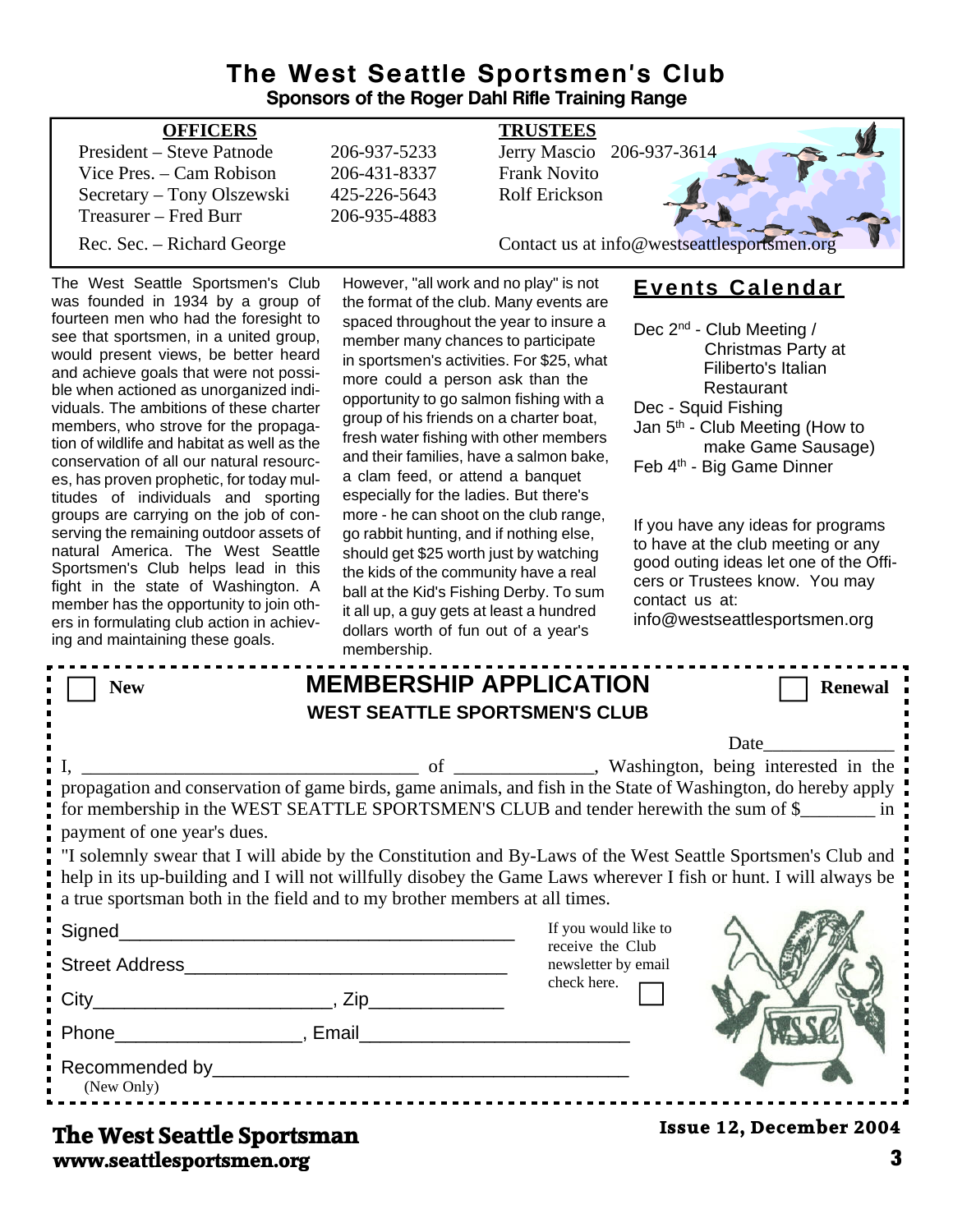# The West Seattle Sportsmen's Club

**Sponsors of the Roger Dahl Rifle Training Range**

| OFFICERS | | TRUSTEES | |
|---|---|---|---|
| President – Steve Patnode | 206-937-5233 | Jerry Mascio | 206-937-3614 |
| Vice Pres. – Cam Robison | 206-431-8337 | Frank Novito | |
| Secretary – Tony Olszewski | 425-226-5643 | Rolf Erickson | |
| Treasurer – Fred Burr | 206-935-4883 | | |
| Rec. Sec. – Richard George | | Contact us at info@westseattlesportsmen.org | |

The West Seattle Sportsmen's Club was founded in 1934 by a group of fourteen men who had the foresight to see that sportsmen, in a united group, would present views, be better heard and achieve goals that were not possible when actioned as unorganized individuals. The ambitions of these charter members, who strove for the propagation of wildlife and habitat as well as the conservation of all our natural resources, has proven prophetic, for today multitudes of individuals and sporting groups are carrying on the job of conserving the remaining outdoor assets of natural America. The West Seattle Sportsmen's Club helps lead in this fight in the state of Washington. A member has the opportunity to join others in formulating club action in achieving and maintaining these goals.

However, "all work and no play" is not the format of the club. Many events are spaced throughout the year to insure a member many chances to participate in sportsmen's activities. For $25, what more could a person ask than the opportunity to go salmon fishing with a group of his friends on a charter boat, fresh water fishing with other members and their families, have a salmon bake, a clam feed, or attend a banquet especially for the ladies. But there's more - he can shoot on the club range, go rabbit hunting, and if nothing else, should get $25 worth just by watching the kids of the community have a real ball at the Kid's Fishing Derby. To sum it all up, a guy gets at least a hundred dollars worth of fun out of a year's membership.

## Events Calendar

Dec 2nd - Club Meeting / Christmas Party at Filiberto's Italian Restaurant

Dec - Squid Fishing

Jan 5th - Club Meeting (How to make Game Sausage)

Feb 4th - Big Game Dinner

If you have any ideas for programs to have at the club meeting or any good outing ideas let one of the Officers or Trustees know. You may contact us at: info@westseattlesportsmen.org

---

☐ **New** | **MEMBERSHIP APPLICATION** | ☐ **Renewal**

**WEST SEATTLE SPORTSMEN'S CLUB**

Date______________

I, ____________________________________ of _______________, Washington, being interested in the propagation and conservation of game birds, game animals, and fish in the State of Washington, do hereby apply for membership in the WEST SEATTLE SPORTSMEN'S CLUB and tender herewith the sum of $________ in payment of one year's dues.

"I solemnly swear that I will abide by the Constitution and By-Laws of the West Seattle Sportsmen's Club and help in its up-building and I will not willfully disobey the Game Laws wherever I fish or hunt. I will always be a true sportsman both in the field and to my brother members at all times.

Signed_______________________________________

Street Address________________________________

City_______________________, Zip_____________

Phone__________________, Email_________________________

Recommended by________________________________________
(New Only)

If you would like to receive the Club newsletter by email check here. ☐

---

**The West Seattle Sportsman**
**www.seattlesportsmen.org**

**Issue 12, December 2004**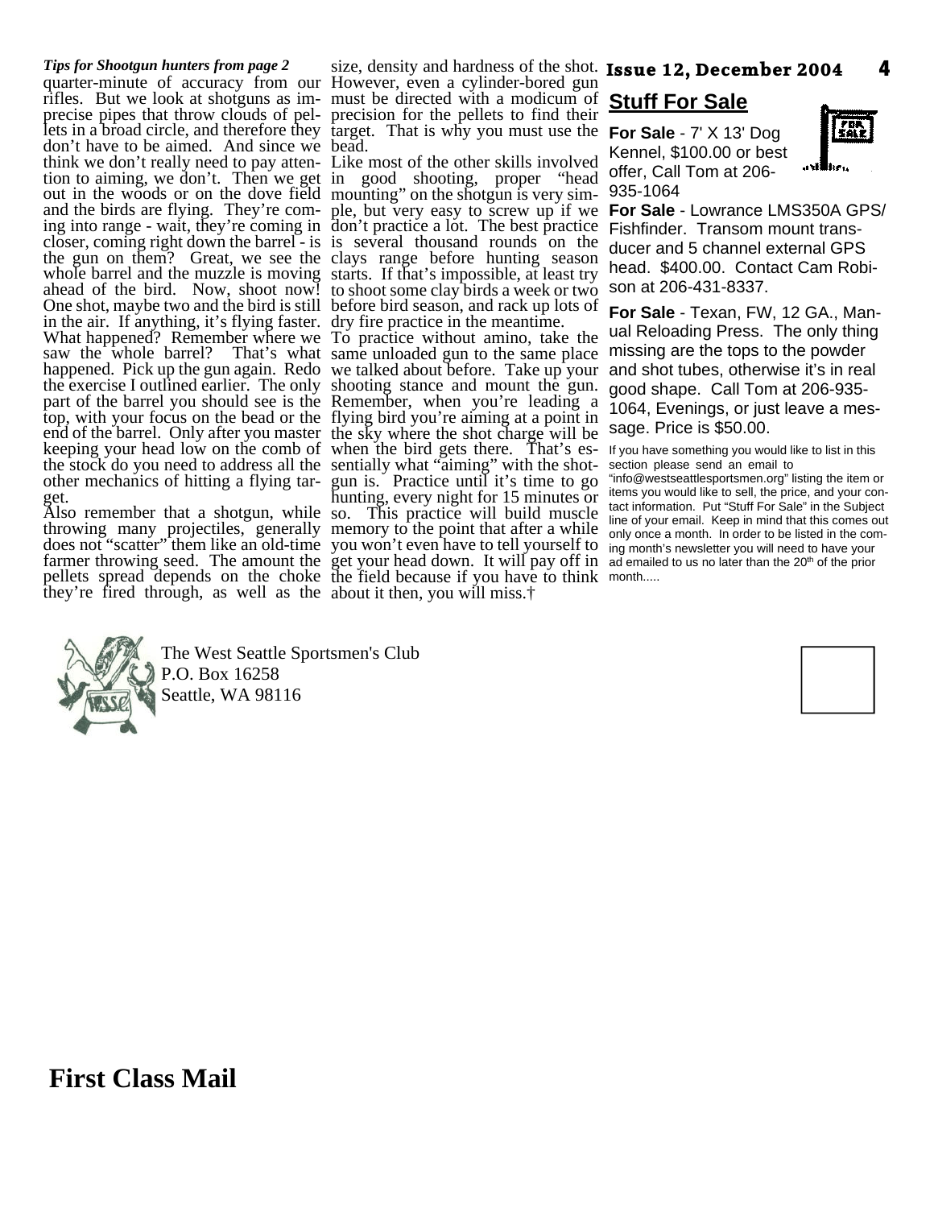*Tips for Shootgun hunters from page 2*

quarter-minute of accuracy from our rifles. But we look at shotguns as imprecise pipes that throw clouds of pellets in a broad circle, and therefore they don't have to be aimed. And since we think we don't really need to pay attention to aiming, we don't. Then we get out in the woods or on the dove field and the birds are flying. They're coming into range - wait, they're coming in closer, coming right down the barrel - is the gun on them? Great, we see the whole barrel and the muzzle is moving ahead of the bird. Now, shoot now! One shot, maybe two and the bird is still in the air. If anything, it's flying faster. What happened? Remember where we saw the whole barrel? That's what happened. Pick up the gun again. Redo the exercise I outlined earlier. The only part of the barrel you should see is the top, with your focus on the bead or the end of the barrel. Only after you master keeping your head low on the comb of the stock do you need to address all the other mechanics of hitting a flying target.

Also remember that a shotgun, while throwing many projectiles, generally does not "scatter" them like an old-time farmer throwing seed. The amount the pellets spread depends on the choke they're fired through, as well as the size, density and hardness of the shot. However, even a cylinder-bored gun must be directed with a modicum of precision for the pellets to find their target. That is why you must use the bead.

Like most of the other skills involved in good shooting, proper "head mounting" on the shotgun is very simple, but very easy to screw up if we don't practice a lot. The best practice is several thousand rounds on the clays range before hunting season starts. If that's impossible, at least try to shoot some clay birds a week or two before bird season, and rack up lots of dry fire practice in the meantime.

To practice without amino, take the same unloaded gun to the same place we talked about before. Take up your shooting stance and mount the gun. Remember, when you're leading a flying bird you're aiming at a point in the sky where the shot charge will be when the bird gets there. That's essentially what "aiming" with the shotgun is. Practice until it's time to go hunting, every night for 15 minutes or so. This practice will build muscle memory to the point that after a while you won't even have to tell yourself to get your head down. It will pay off in the field because if you have to think about it then, you will miss.†

## Stuff For Sale

**For Sale** - 7' X 13' Dog Kennel, $100.00 or best offer, Call Tom at 206-935-1064

**For Sale** - Lowrance LMS350A GPS/Fishfinder. Transom mount transducer and 5 channel external GPS head. $400.00. Contact Cam Robison at 206-431-8337.

**For Sale** - Texan, FW, 12 GA., Manual Reloading Press. The only thing missing are the tops to the powder and shot tubes, otherwise it's in real good shape. Call Tom at 206-935-1064, Evenings, or just leave a message. Price is $50.00.

If you have something you would like to list in this section please send an email to "info@westseattlesportsmen.org" listing the item or items you would like to sell, the price, and your contact information. Put "Stuff For Sale" in the Subject line of your email. Keep in mind that this comes out only once a month. In order to be listed in the coming month's newsletter you will need to have your ad emailed to us no later than the 20th of the prior month.....

The West Seattle Sportsmen's Club
P.O. Box 16258
Seattle, WA 98116

**First Class Mail**